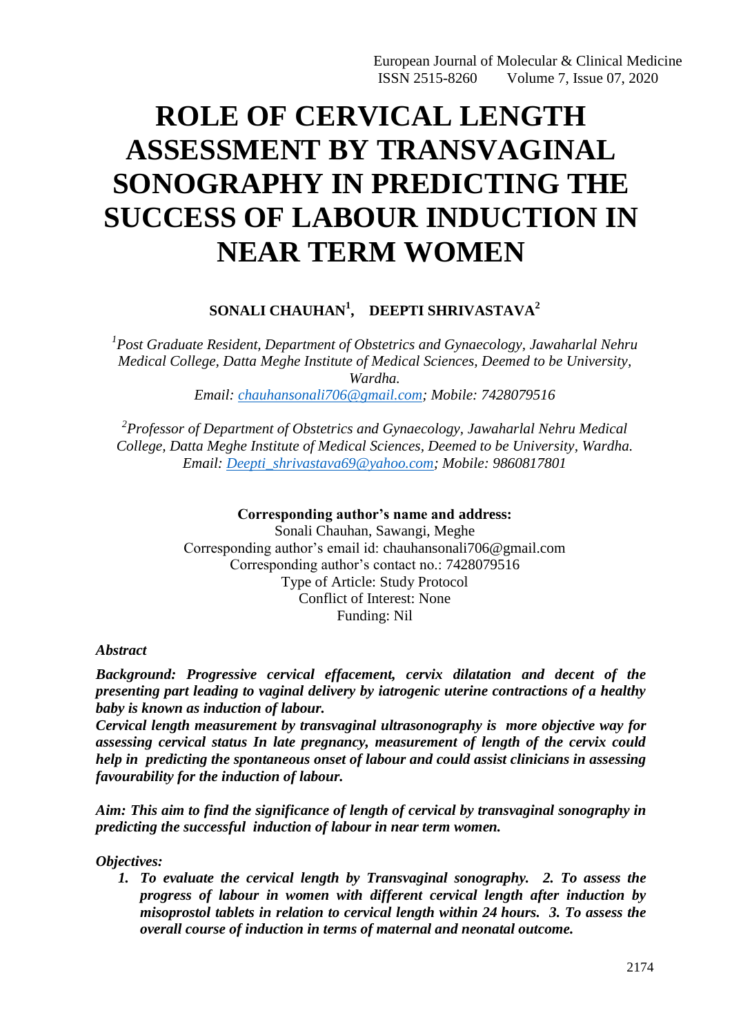# ROLE OF CERVICAL LENGTH ASSESSMENT BY TRANSVAGINAL SONOGRAPHY IN PREDICTING THE SUCCESS OF LABOUR INDUCTION IN NEAR TERM WOMEN

**SONALI CHAUHAN[1], DEEPTI SHRIVASTAVA[2]**

*[1]Post Graduate Resident, Department of Obstetrics and Gynaecology, Jawaharlal Nehru Medical College, Datta Meghe Institute of Medical Sciences, Deemed to be University, Wardha.*
*Email: chauhansonali706@gmail.com; Mobile: 7428079516*

*[2]Professor of Department of Obstetrics and Gynaecology, Jawaharlal Nehru Medical College, Datta Meghe Institute of Medical Sciences, Deemed to be University, Wardha.*
*Email: Deepti_shrivastava69@yahoo.com; Mobile: 9860817801*

**Corresponding author's name and address:**
Sonali Chauhan, Sawangi, Meghe
Corresponding author's email id: chauhansonali706@gmail.com
Corresponding author's contact no.: 7428079516
Type of Article: Study Protocol
Conflict of Interest: None
Funding: Nil

***Abstract***

***Background: Progressive cervical effacement, cervix dilatation and decent of the presenting part leading to vaginal delivery by iatrogenic uterine contractions of a healthy baby is known as induction of labour.***

***Cervical length measurement by transvaginal ultrasonography is more objective way for assessing cervical status In late pregnancy, measurement of length of the cervix could help in predicting the spontaneous onset of labour and could assist clinicians in assessing favourability for the induction of labour.***

***Aim: This aim to find the significance of length of cervical by transvaginal sonography in predicting the successful induction of labour in near term women.***

***Objectives:***

1. ***To evaluate the cervical length by Transvaginal sonography. 2. To assess the progress of labour in women with different cervical length after induction by misoprostol tablets in relation to cervical length within 24 hours. 3. To assess the overall course of induction in terms of maternal and neonatal outcome.***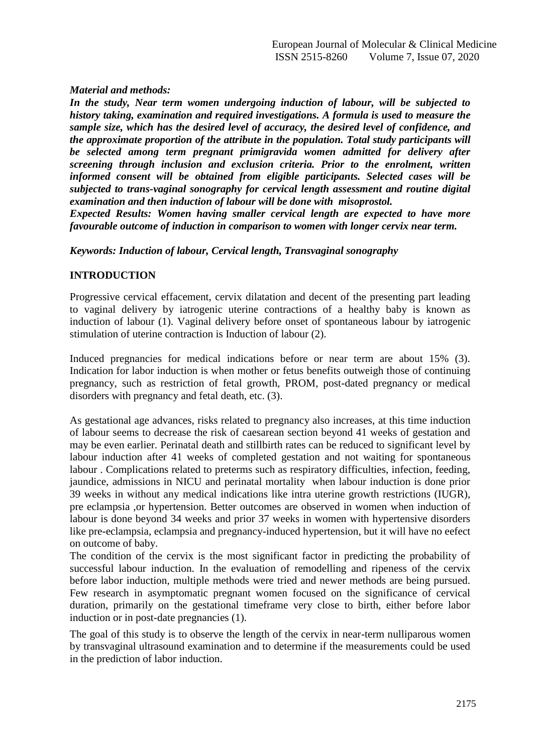***Material and methods:***

***In the study, Near term women undergoing induction of labour, will be subjected to history taking, examination and required investigations. A formula is used to measure the sample size, which has the desired level of accuracy, the desired level of confidence, and the approximate proportion of the attribute in the population. Total study participants will be selected among term pregnant primigravida women admitted for delivery after screening through inclusion and exclusion criteria. Prior to the enrolment, written informed consent will be obtained from eligible participants. Selected cases will be subjected to trans-vaginal sonography for cervical length assessment and routine digital examination and then induction of labour will be done with misoprostol.***

***Expected Results: Women having smaller cervical length are expected to have more favourable outcome of induction in comparison to women with longer cervix near term.***

***Keywords: Induction of labour, Cervical length, Transvaginal sonography***

## INTRODUCTION

Progressive cervical effacement, cervix dilatation and decent of the presenting part leading to vaginal delivery by iatrogenic uterine contractions of a healthy baby is known as induction of labour (1). Vaginal delivery before onset of spontaneous labour by iatrogenic stimulation of uterine contraction is Induction of labour (2).

Induced pregnancies for medical indications before or near term are about 15% (3). Indication for labor induction is when mother or fetus benefits outweigh those of continuing pregnancy, such as restriction of fetal growth, PROM, post-dated pregnancy or medical disorders with pregnancy and fetal death, etc. (3).

As gestational age advances, risks related to pregnancy also increases, at this time induction of labour seems to decrease the risk of caesarean section beyond 41 weeks of gestation and may be even earlier. Perinatal death and stillbirth rates can be reduced to significant level by labour induction after 41 weeks of completed gestation and not waiting for spontaneous labour . Complications related to preterms such as respiratory difficulties, infection, feeding, jaundice, admissions in NICU and perinatal mortality when labour induction is done prior 39 weeks in without any medical indications like intra uterine growth restrictions (IUGR), pre eclampsia ,or hypertension. Better outcomes are observed in women when induction of labour is done beyond 34 weeks and prior 37 weeks in women with hypertensive disorders like pre-eclampsia, eclampsia and pregnancy-induced hypertension, but it will have no eefect on outcome of baby.

The condition of the cervix is the most significant factor in predicting the probability of successful labour induction. In the evaluation of remodelling and ripeness of the cervix before labor induction, multiple methods were tried and newer methods are being pursued. Few research in asymptomatic pregnant women focused on the significance of cervical duration, primarily on the gestational timeframe very close to birth, either before labor induction or in post-date pregnancies (1).

The goal of this study is to observe the length of the cervix in near-term nulliparous women by transvaginal ultrasound examination and to determine if the measurements could be used in the prediction of labor induction.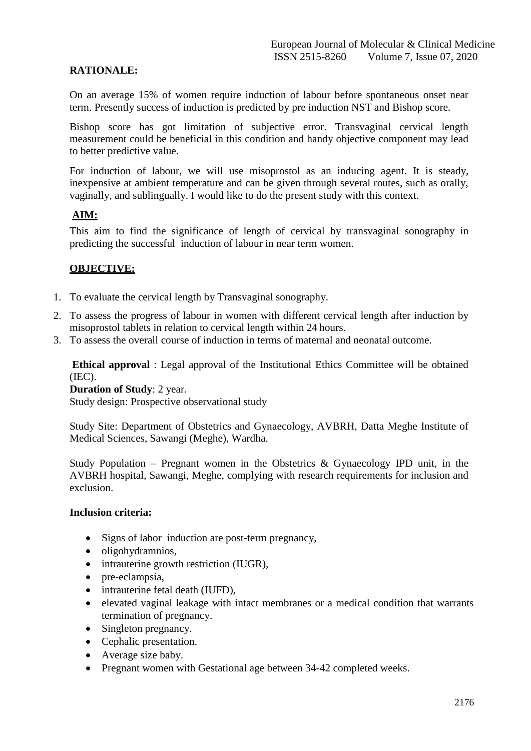**RATIONALE:**

On an average 15% of women require induction of labour before spontaneous onset near term. Presently success of induction is predicted by pre induction NST and Bishop score.

Bishop score has got limitation of subjective error. Transvaginal cervical length measurement could be beneficial in this condition and handy objective component may lead to better predictive value.

For induction of labour, we will use misoprostol as an inducing agent. It is steady, inexpensive at ambient temperature and can be given through several routes, such as orally, vaginally, and sublingually. I would like to do the present study with this context.

**AIM:**

This aim to find the significance of length of cervical by transvaginal sonography in predicting the successful induction of labour in near term women.

**OBJECTIVE:**

1. To evaluate the cervical length by Transvaginal sonography.
2. To assess the progress of labour in women with different cervical length after induction by misoprostol tablets in relation to cervical length within 24 hours.
3. To assess the overall course of induction in terms of maternal and neonatal outcome.

**Ethical approval** : Legal approval of the Institutional Ethics Committee will be obtained (IEC).

**Duration of Study**: 2 year.

Study design: Prospective observational study

Study Site: Department of Obstetrics and Gynaecology, AVBRH, Datta Meghe Institute of Medical Sciences, Sawangi (Meghe), Wardha.

Study Population – Pregnant women in the Obstetrics & Gynaecology IPD unit, in the AVBRH hospital, Sawangi, Meghe, complying with research requirements for inclusion and exclusion.

**Inclusion criteria:**

- Signs of labor induction are post-term pregnancy,
- oligohydramnios,
- intrauterine growth restriction (IUGR),
- pre-eclampsia,
- intrauterine fetal death (IUFD),
- elevated vaginal leakage with intact membranes or a medical condition that warrants termination of pregnancy.
- Singleton pregnancy.
- Cephalic presentation.
- Average size baby.
- Pregnant women with Gestational age between 34-42 completed weeks.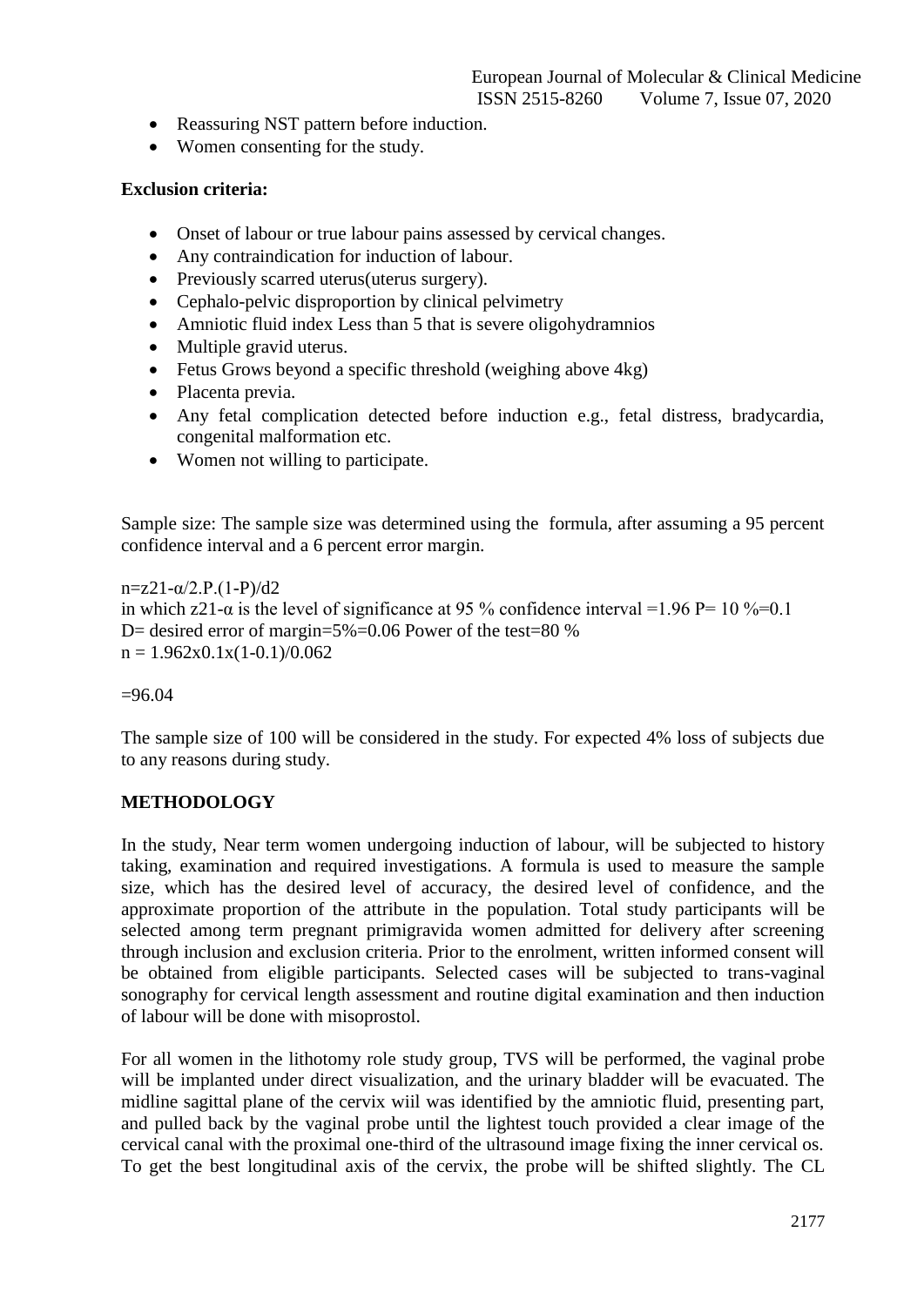- Reassuring NST pattern before induction.
- Women consenting for the study.

**Exclusion criteria:**

- Onset of labour or true labour pains assessed by cervical changes.
- Any contraindication for induction of labour.
- Previously scarred uterus(uterus surgery).
- Cephalo-pelvic disproportion by clinical pelvimetry
- Amniotic fluid index Less than 5 that is severe oligohydramnios
- Multiple gravid uterus.
- Fetus Grows beyond a specific threshold (weighing above 4kg)
- Placenta previa.
- Any fetal complication detected before induction e.g., fetal distress, bradycardia, congenital malformation etc.
- Women not willing to participate.

Sample size: The sample size was determined using the formula, after assuming a 95 percent confidence interval and a 6 percent error margin.

n=z21-α/2.P.(1-P)/d2

in which z21-α is the level of significance at 95 % confidence interval =1.96 P= 10 %=0.1

D= desired error of margin=5%=0.06 Power of the test=80 %

n = 1.962x0.1x(1-0.1)/0.062

=96.04

The sample size of 100 will be considered in the study. For expected 4% loss of subjects due to any reasons during study.

## METHODOLOGY

In the study, Near term women undergoing induction of labour, will be subjected to history taking, examination and required investigations. A formula is used to measure the sample size, which has the desired level of accuracy, the desired level of confidence, and the approximate proportion of the attribute in the population. Total study participants will be selected among term pregnant primigravida women admitted for delivery after screening through inclusion and exclusion criteria. Prior to the enrolment, written informed consent will be obtained from eligible participants. Selected cases will be subjected to trans-vaginal sonography for cervical length assessment and routine digital examination and then induction of labour will be done with misoprostol.

For all women in the lithotomy role study group, TVS will be performed, the vaginal probe will be implanted under direct visualization, and the urinary bladder will be evacuated. The midline sagittal plane of the cervix wiil was identified by the amniotic fluid, presenting part, and pulled back by the vaginal probe until the lightest touch provided a clear image of the cervical canal with the proximal one-third of the ultrasound image fixing the inner cervical os. To get the best longitudinal axis of the cervix, the probe will be shifted slightly. The CL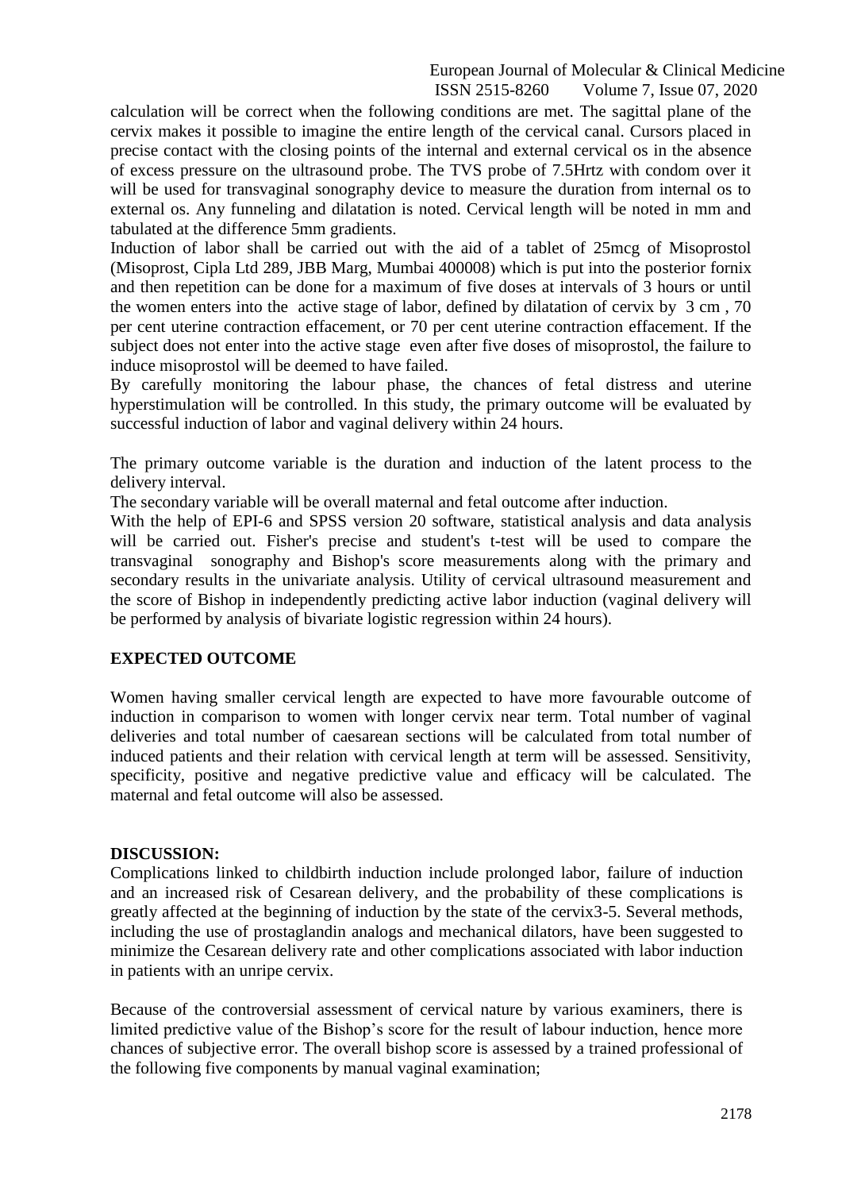calculation will be correct when the following conditions are met. The sagittal plane of the cervix makes it possible to imagine the entire length of the cervical canal. Cursors placed in precise contact with the closing points of the internal and external cervical os in the absence of excess pressure on the ultrasound probe. The TVS probe of 7.5Hrtz with condom over it will be used for transvaginal sonography device to measure the duration from internal os to external os. Any funneling and dilatation is noted. Cervical length will be noted in mm and tabulated at the difference 5mm gradients.

Induction of labor shall be carried out with the aid of a tablet of 25mcg of Misoprostol (Misoprost, Cipla Ltd 289, JBB Marg, Mumbai 400008) which is put into the posterior fornix and then repetition can be done for a maximum of five doses at intervals of 3 hours or until the women enters into the active stage of labor, defined by dilatation of cervix by 3 cm , 70 per cent uterine contraction effacement, or 70 per cent uterine contraction effacement. If the subject does not enter into the active stage even after five doses of misoprostol, the failure to induce misoprostol will be deemed to have failed.

By carefully monitoring the labour phase, the chances of fetal distress and uterine hyperstimulation will be controlled. In this study, the primary outcome will be evaluated by successful induction of labor and vaginal delivery within 24 hours.

The primary outcome variable is the duration and induction of the latent process to the delivery interval.

The secondary variable will be overall maternal and fetal outcome after induction.

With the help of EPI-6 and SPSS version 20 software, statistical analysis and data analysis will be carried out. Fisher's precise and student's t-test will be used to compare the transvaginal sonography and Bishop's score measurements along with the primary and secondary results in the univariate analysis. Utility of cervical ultrasound measurement and the score of Bishop in independently predicting active labor induction (vaginal delivery will be performed by analysis of bivariate logistic regression within 24 hours).

## EXPECTED OUTCOME

Women having smaller cervical length are expected to have more favourable outcome of induction in comparison to women with longer cervix near term. Total number of vaginal deliveries and total number of caesarean sections will be calculated from total number of induced patients and their relation with cervical length at term will be assessed. Sensitivity, specificity, positive and negative predictive value and efficacy will be calculated. The maternal and fetal outcome will also be assessed.

## DISCUSSION:

Complications linked to childbirth induction include prolonged labor, failure of induction and an increased risk of Cesarean delivery, and the probability of these complications is greatly affected at the beginning of induction by the state of the cervix[3-5]. Several methods, including the use of prostaglandin analogs and mechanical dilators, have been suggested to minimize the Cesarean delivery rate and other complications associated with labor induction in patients with an unripe cervix.

Because of the controversial assessment of cervical nature by various examiners, there is limited predictive value of the Bishop's score for the result of labour induction, hence more chances of subjective error. The overall bishop score is assessed by a trained professional of the following five components by manual vaginal examination;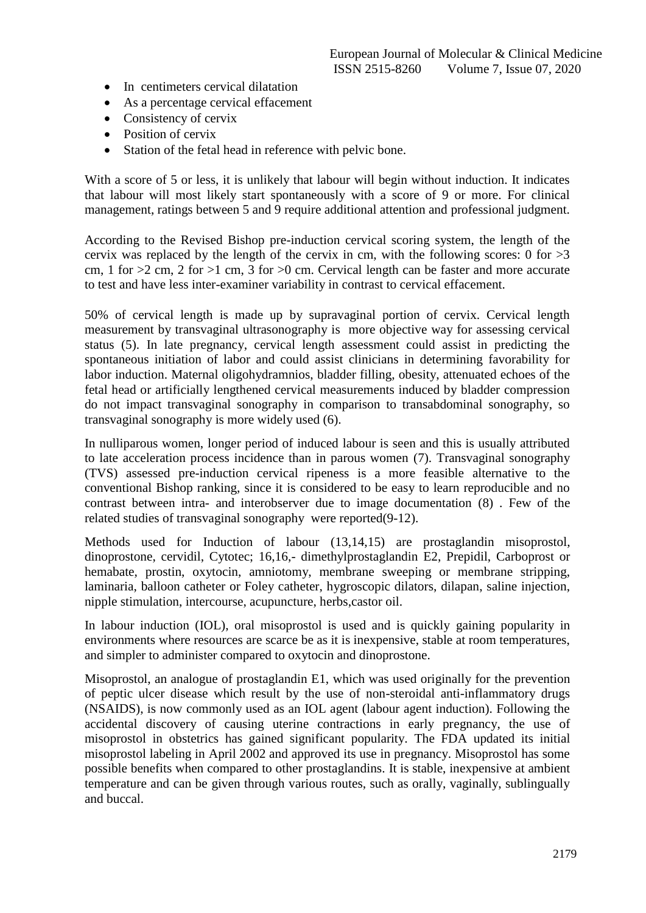- In centimeters cervical dilatation
- As a percentage cervical effacement
- Consistency of cervix
- Position of cervix
- Station of the fetal head in reference with pelvic bone.

With a score of 5 or less, it is unlikely that labour will begin without induction. It indicates that labour will most likely start spontaneously with a score of 9 or more. For clinical management, ratings between 5 and 9 require additional attention and professional judgment.

According to the Revised Bishop pre-induction cervical scoring system, the length of the cervix was replaced by the length of the cervix in cm, with the following scores: 0 for >3 cm, 1 for >2 cm, 2 for >1 cm, 3 for >0 cm. Cervical length can be faster and more accurate to test and have less inter-examiner variability in contrast to cervical effacement.

50% of cervical length is made up by supravaginal portion of cervix. Cervical length measurement by transvaginal ultrasonography is more objective way for assessing cervical status (5). In late pregnancy, cervical length assessment could assist in predicting the spontaneous initiation of labor and could assist clinicians in determining favorability for labor induction. Maternal oligohydramnios, bladder filling, obesity, attenuated echoes of the fetal head or artificially lengthened cervical measurements induced by bladder compression do not impact transvaginal sonography in comparison to transabdominal sonography, so transvaginal sonography is more widely used (6).

In nulliparous women, longer period of induced labour is seen and this is usually attributed to late acceleration process incidence than in parous women (7). Transvaginal sonography (TVS) assessed pre-induction cervical ripeness is a more feasible alternative to the conventional Bishop ranking, since it is considered to be easy to learn reproducible and no contrast between intra- and interobserver due to image documentation (8) . Few of the related studies of transvaginal sonography were reported(9-12).

Methods used for Induction of labour (13,14,15) are prostaglandin misoprostol, dinoprostone, cervidil, Cytotec; 16,16,- dimethylprostaglandin E2, Prepidil, Carboprost or hemabate, prostin, oxytocin, amniotomy, membrane sweeping or membrane stripping, laminaria, balloon catheter or Foley catheter, hygroscopic dilators, dilapan, saline injection, nipple stimulation, intercourse, acupuncture, herbs,castor oil.

In labour induction (IOL), oral misoprostol is used and is quickly gaining popularity in environments where resources are scarce be as it is inexpensive, stable at room temperatures, and simpler to administer compared to oxytocin and dinoprostone.

Misoprostol, an analogue of prostaglandin E1, which was used originally for the prevention of peptic ulcer disease which result by the use of non-steroidal anti-inflammatory drugs (NSAIDS), is now commonly used as an IOL agent (labour agent induction). Following the accidental discovery of causing uterine contractions in early pregnancy, the use of misoprostol in obstetrics has gained significant popularity. The FDA updated its initial misoprostol labeling in April 2002 and approved its use in pregnancy. Misoprostol has some possible benefits when compared to other prostaglandins. It is stable, inexpensive at ambient temperature and can be given through various routes, such as orally, vaginally, sublingually and buccal.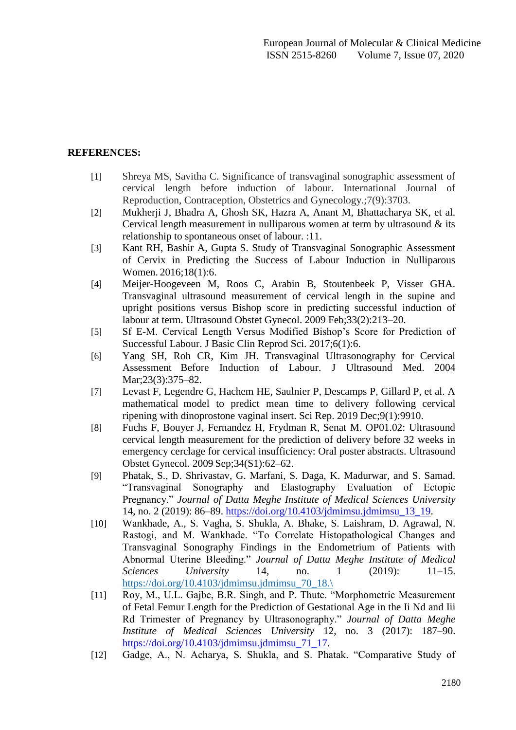**REFERENCES:**

[1] Shreya MS, Savitha C. Significance of transvaginal sonographic assessment of cervical length before induction of labour. International Journal of Reproduction, Contraception, Obstetrics and Gynecology.;7(9):3703.

[2] Mukherji J, Bhadra A, Ghosh SK, Hazra A, Anant M, Bhattacharya SK, et al. Cervical length measurement in nulliparous women at term by ultrasound & its relationship to spontaneous onset of labour. :11.

[3] Kant RH, Bashir A, Gupta S. Study of Transvaginal Sonographic Assessment of Cervix in Predicting the Success of Labour Induction in Nulliparous Women. 2016;18(1):6.

[4] Meijer-Hoogeveen M, Roos C, Arabin B, Stoutenbeek P, Visser GHA. Transvaginal ultrasound measurement of cervical length in the supine and upright positions versus Bishop score in predicting successful induction of labour at term. Ultrasound Obstet Gynecol. 2009 Feb;33(2):213–20.

[5] Sf E-M. Cervical Length Versus Modified Bishop's Score for Prediction of Successful Labour. J Basic Clin Reprod Sci. 2017;6(1):6.

[6] Yang SH, Roh CR, Kim JH. Transvaginal Ultrasonography for Cervical Assessment Before Induction of Labour. J Ultrasound Med. 2004 Mar;23(3):375–82.

[7] Levast F, Legendre G, Hachem HE, Saulnier P, Descamps P, Gillard P, et al. A mathematical model to predict mean time to delivery following cervical ripening with dinoprostone vaginal insert. Sci Rep. 2019 Dec;9(1):9910.

[8] Fuchs F, Bouyer J, Fernandez H, Frydman R, Senat M. OP01.02: Ultrasound cervical length measurement for the prediction of delivery before 32 weeks in emergency cerclage for cervical insufficiency: Oral poster abstracts. Ultrasound Obstet Gynecol. 2009 Sep;34(S1):62–62.

[9] Phatak, S., D. Shrivastav, G. Marfani, S. Daga, K. Madurwar, and S. Samad. "Transvaginal Sonography and Elastography Evaluation of Ectopic Pregnancy." *Journal of Datta Meghe Institute of Medical Sciences University* 14, no. 2 (2019): 86–89. https://doi.org/10.4103/jdmimsu.jdmimsu_13_19.

[10] Wankhade, A., S. Vagha, S. Shukla, A. Bhake, S. Laishram, D. Agrawal, N. Rastogi, and M. Wankhade. "To Correlate Histopathological Changes and Transvaginal Sonography Findings in the Endometrium of Patients with Abnormal Uterine Bleeding." *Journal of Datta Meghe Institute of Medical Sciences University* 14, no. 1 (2019): 11–15. https://doi.org/10.4103/jdmimsu.jdmimsu_70_18.\

[11] Roy, M., U.L. Gajbe, B.R. Singh, and P. Thute. "Morphometric Measurement of Fetal Femur Length for the Prediction of Gestational Age in the Ii Nd and Iii Rd Trimester of Pregnancy by Ultrasonography." *Journal of Datta Meghe Institute of Medical Sciences University* 12, no. 3 (2017): 187–90. https://doi.org/10.4103/jdmimsu.jdmimsu_71_17.

[12] Gadge, A., N. Acharya, S. Shukla, and S. Phatak. "Comparative Study of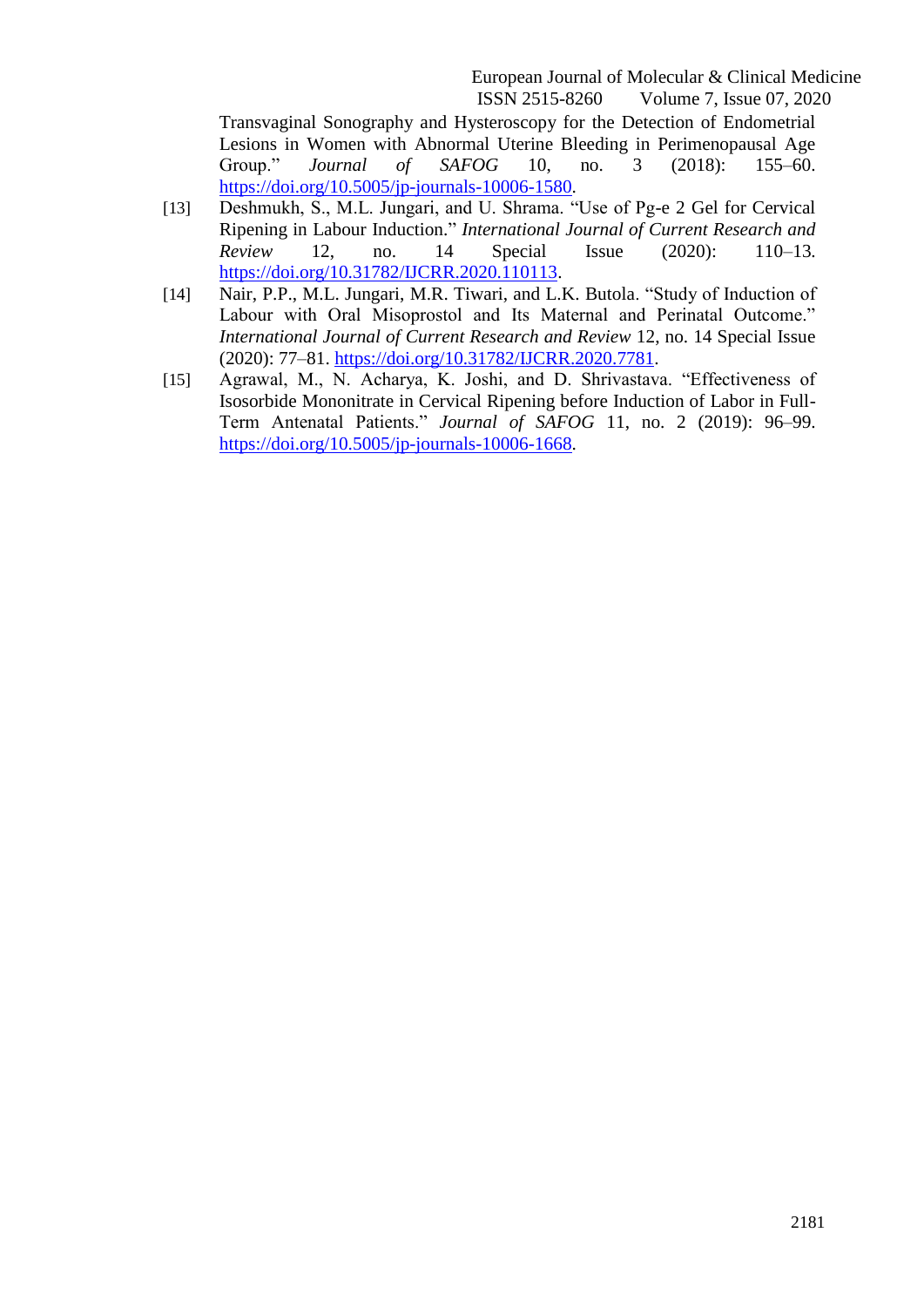Transvaginal Sonography and Hysteroscopy for the Detection of Endometrial Lesions in Women with Abnormal Uterine Bleeding in Perimenopausal Age Group." *Journal of SAFOG* 10, no. 3 (2018): 155–60. https://doi.org/10.5005/jp-journals-10006-1580.

[13] Deshmukh, S., M.L. Jungari, and U. Shrama. "Use of Pg-e 2 Gel for Cervical Ripening in Labour Induction." *International Journal of Current Research and Review* 12, no. 14 Special Issue (2020): 110–13. https://doi.org/10.31782/IJCRR.2020.110113.

[14] Nair, P.P., M.L. Jungari, M.R. Tiwari, and L.K. Butola. "Study of Induction of Labour with Oral Misoprostol and Its Maternal and Perinatal Outcome." *International Journal of Current Research and Review* 12, no. 14 Special Issue (2020): 77–81. https://doi.org/10.31782/IJCRR.2020.7781.

[15] Agrawal, M., N. Acharya, K. Joshi, and D. Shrivastava. "Effectiveness of Isosorbide Mononitrate in Cervical Ripening before Induction of Labor in Full-Term Antenatal Patients." *Journal of SAFOG* 11, no. 2 (2019): 96–99. https://doi.org/10.5005/jp-journals-10006-1668.